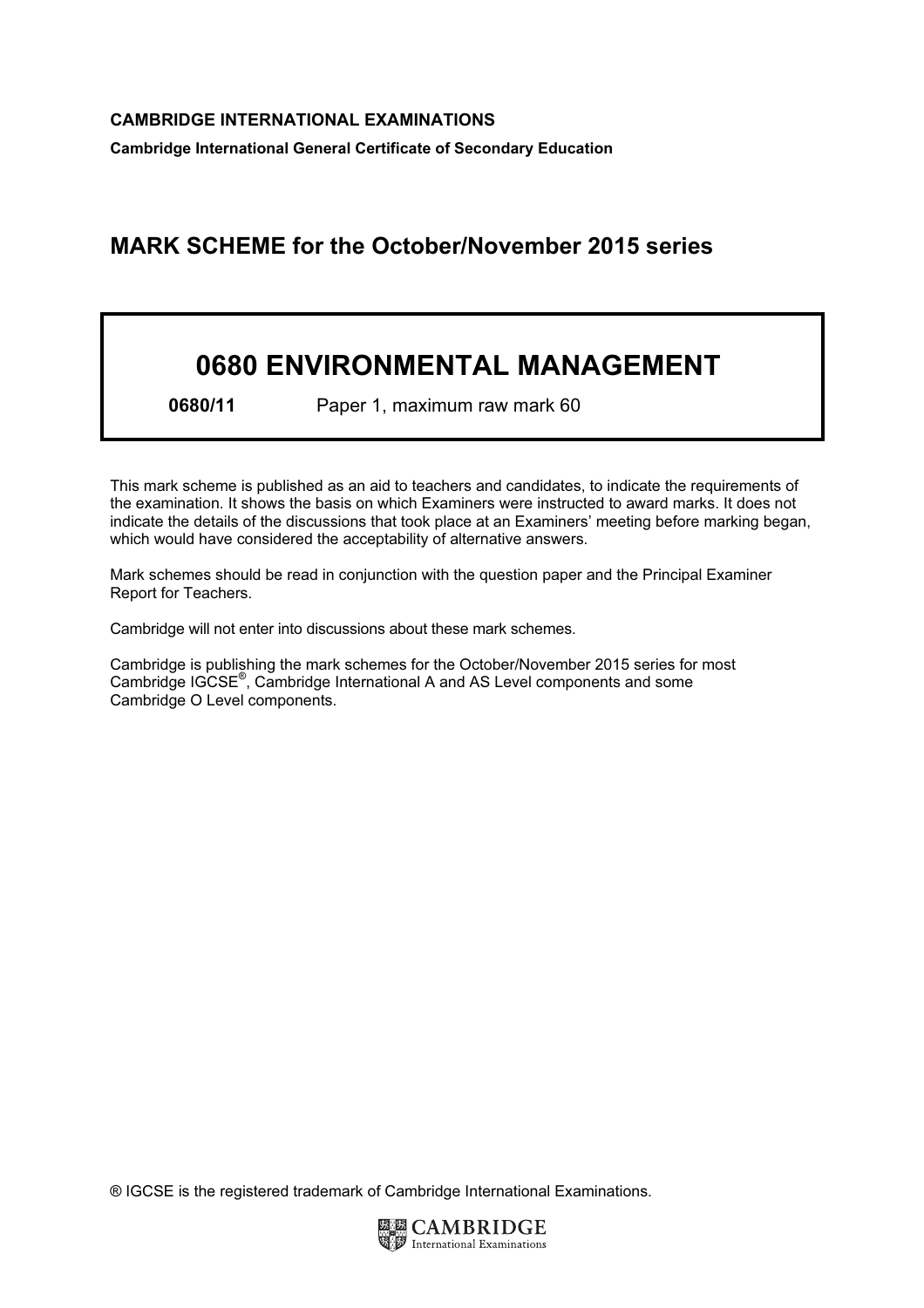**CAMBRIDGE INTERNATIONAL EXAMINATIONS**

**Cambridge International General Certificate of Secondary Education**

## MARK SCHEME for the October/November 2015 series

# 0680 ENVIRONMENTAL MANAGEMENT

**0680/11** Paper 1, maximum raw mark 60

This mark scheme is published as an aid to teachers and candidates, to indicate the requirements of the examination. It shows the basis on which Examiners were instructed to award marks. It does not indicate the details of the discussions that took place at an Examiners' meeting before marking began, which would have considered the acceptability of alternative answers.

Mark schemes should be read in conjunction with the question paper and the Principal Examiner Report for Teachers.

Cambridge will not enter into discussions about these mark schemes.

Cambridge is publishing the mark schemes for the October/November 2015 series for most Cambridge IGCSE®, Cambridge International A and AS Level components and some Cambridge O Level components.

® IGCSE is the registered trademark of Cambridge International Examinations.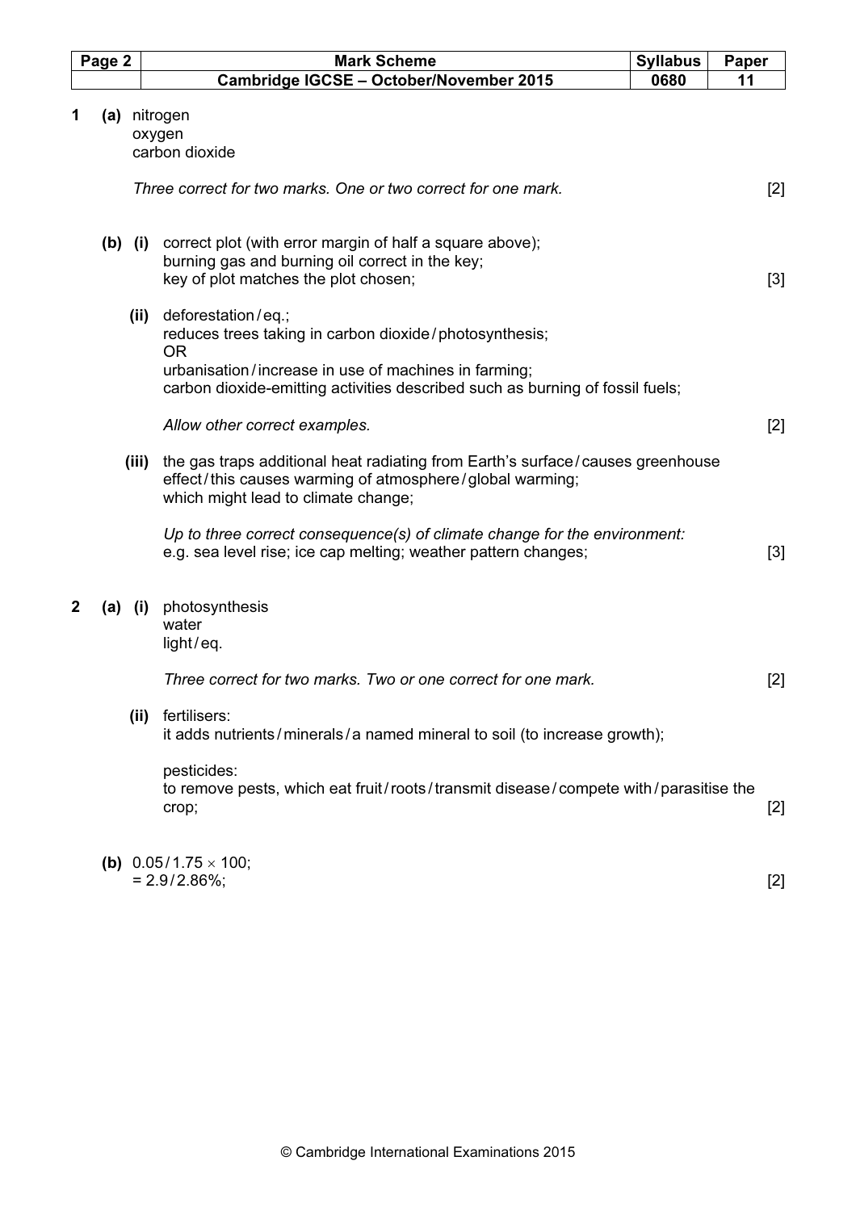**1** **(a)** nitrogen
oxygen
carbon dioxide

*Three correct for two marks. One or two correct for one mark.* [2]

**(b) (i)** correct plot (with error margin of half a square above);
burning gas and burning oil correct in the key;
key of plot matches the plot chosen; [3]

**(ii)** deforestation / eq.;
reduces trees taking in carbon dioxide / photosynthesis;
OR
urbanisation / increase in use of machines in farming;
carbon dioxide-emitting activities described such as burning of fossil fuels;

*Allow other correct examples.* [2]

**(iii)** the gas traps additional heat radiating from Earth's surface / causes greenhouse effect / this causes warming of atmosphere / global warming;
which might lead to climate change;

*Up to three correct consequence(s) of climate change for the environment:*
e.g. sea level rise; ice cap melting; weather pattern changes; [3]

**2** **(a) (i)** photosynthesis
water
light / eq.

*Three correct for two marks. Two or one correct for one mark.* [2]

**(ii)** fertilisers:
it adds nutrients / minerals / a named mineral to soil (to increase growth);

pesticides:
to remove pests, which eat fruit / roots / transmit disease / compete with / parasitise the crop; [2]

**(b)** $0.05 / 1.75 \times 100$;
$= 2.9 / 2.86\%$; [2]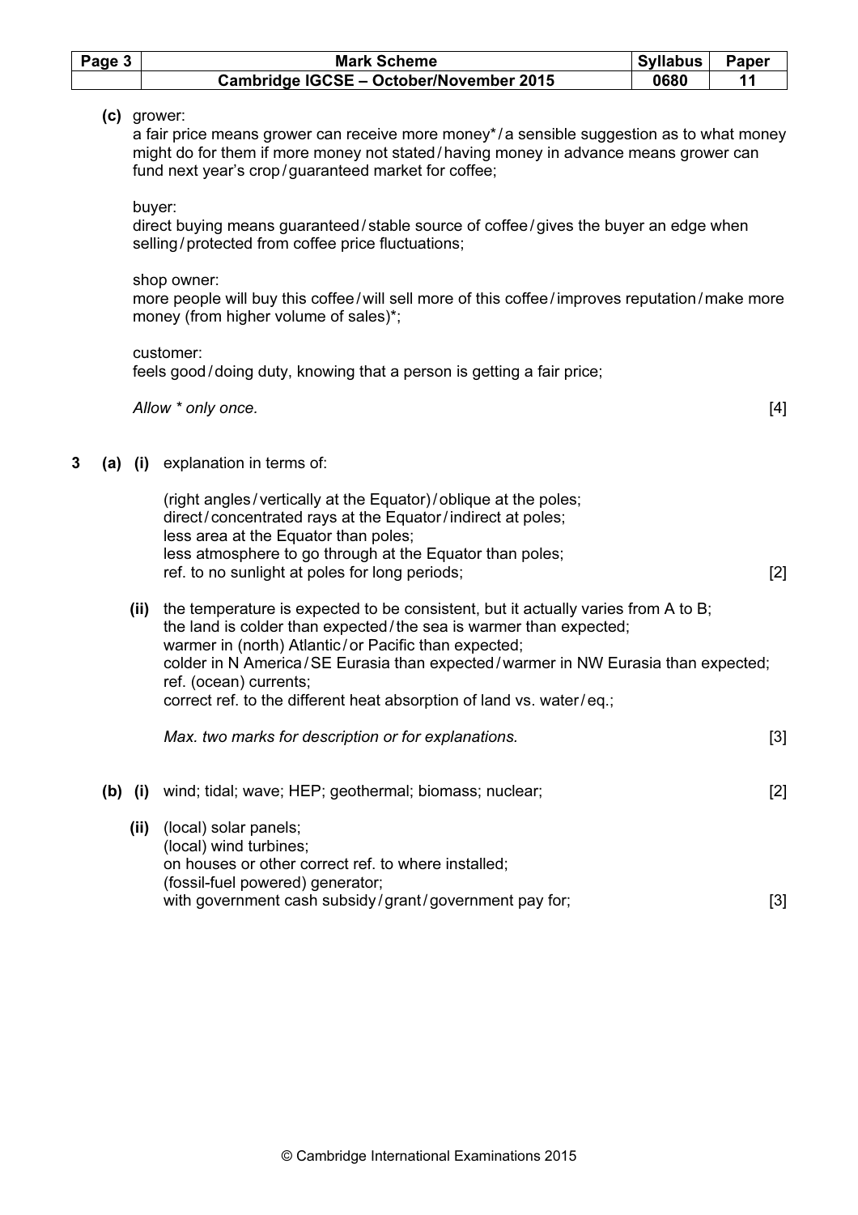**(c)** grower:
a fair price means grower can receive more money*/a sensible suggestion as to what money might do for them if more money not stated/having money in advance means grower can fund next year's crop/guaranteed market for coffee;

buyer:
direct buying means guaranteed/stable source of coffee/gives the buyer an edge when selling/protected from coffee price fluctuations;

shop owner:
more people will buy this coffee/will sell more of this coffee/improves reputation/make more money (from higher volume of sales)*;

customer:
feels good/doing duty, knowing that a person is getting a fair price;

*Allow * only once.* [4]

**3 (a) (i)** explanation in terms of:

(right angles/vertically at the Equator)/oblique at the poles;
direct/concentrated rays at the Equator/indirect at poles;
less area at the Equator than poles;
less atmosphere to go through at the Equator than poles;
ref. to no sunlight at poles for long periods; [2]

**(ii)** the temperature is expected to be consistent, but it actually varies from A to B;
the land is colder than expected/the sea is warmer than expected;
warmer in (north) Atlantic/or Pacific than expected;
colder in N America/SE Eurasia than expected/warmer in NW Eurasia than expected;
ref. (ocean) currents;
correct ref. to the different heat absorption of land vs. water/eq.;

*Max. two marks for description or for explanations.* [3]

**(b) (i)** wind; tidal; wave; HEP; geothermal; biomass; nuclear; [2]

**(ii)** (local) solar panels;
(local) wind turbines;
on houses or other correct ref. to where installed;
(fossil-fuel powered) generator;
with government cash subsidy/grant/government pay for; [3]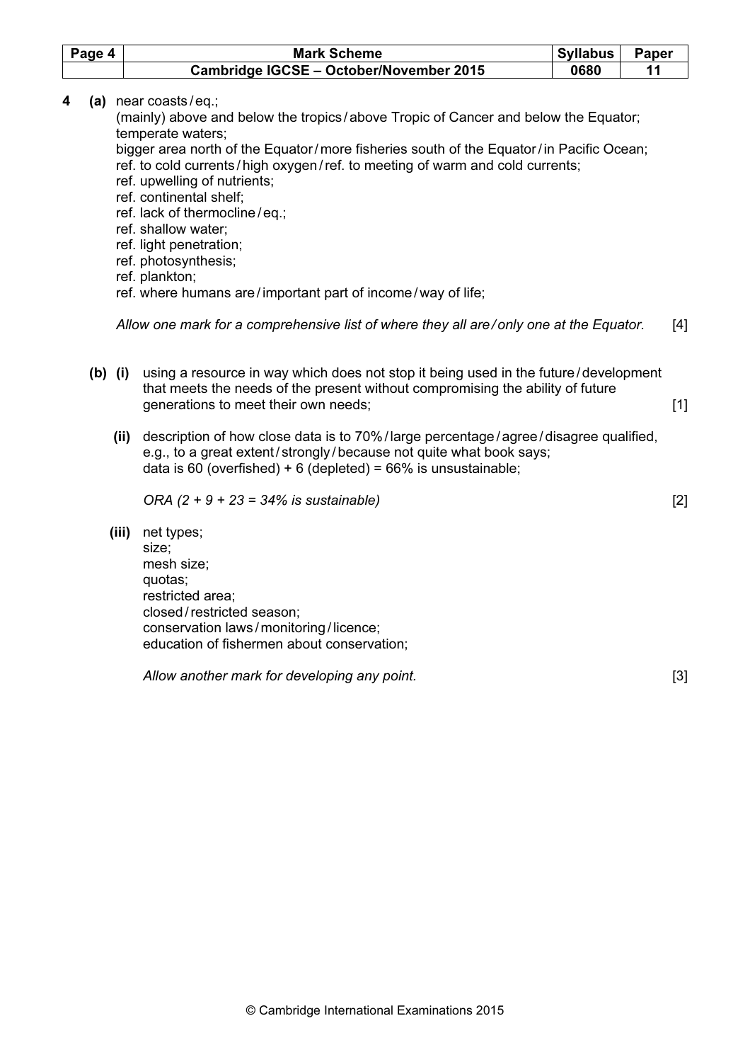**4 (a)** near coasts / eq.;
(mainly) above and below the tropics / above Tropic of Cancer and below the Equator;
temperate waters;
bigger area north of the Equator / more fisheries south of the Equator / in Pacific Ocean;
ref. to cold currents / high oxygen / ref. to meeting of warm and cold currents;
ref. upwelling of nutrients;
ref. continental shelf;
ref. lack of thermocline / eq.;
ref. shallow water;
ref. light penetration;
ref. photosynthesis;
ref. plankton;
ref. where humans are / important part of income / way of life;

*Allow one mark for a comprehensive list of where they all are / only one at the Equator.* [4]

**(b) (i)** using a resource in way which does not stop it being used in the future / development that meets the needs of the present without compromising the ability of future generations to meet their own needs; [1]

**(ii)** description of how close data is to 70% / large percentage / agree / disagree qualified, e.g., to a great extent / strongly / because not quite what book says;
data is 60 (overfished) + 6 (depleted) = 66% is unsustainable;

*ORA (2 + 9 + 23 = 34% is sustainable)* [2]

**(iii)** net types;
size;
mesh size;
quotas;
restricted area;
closed / restricted season;
conservation laws / monitoring / licence;
education of fishermen about conservation;

*Allow another mark for developing any point.* [3]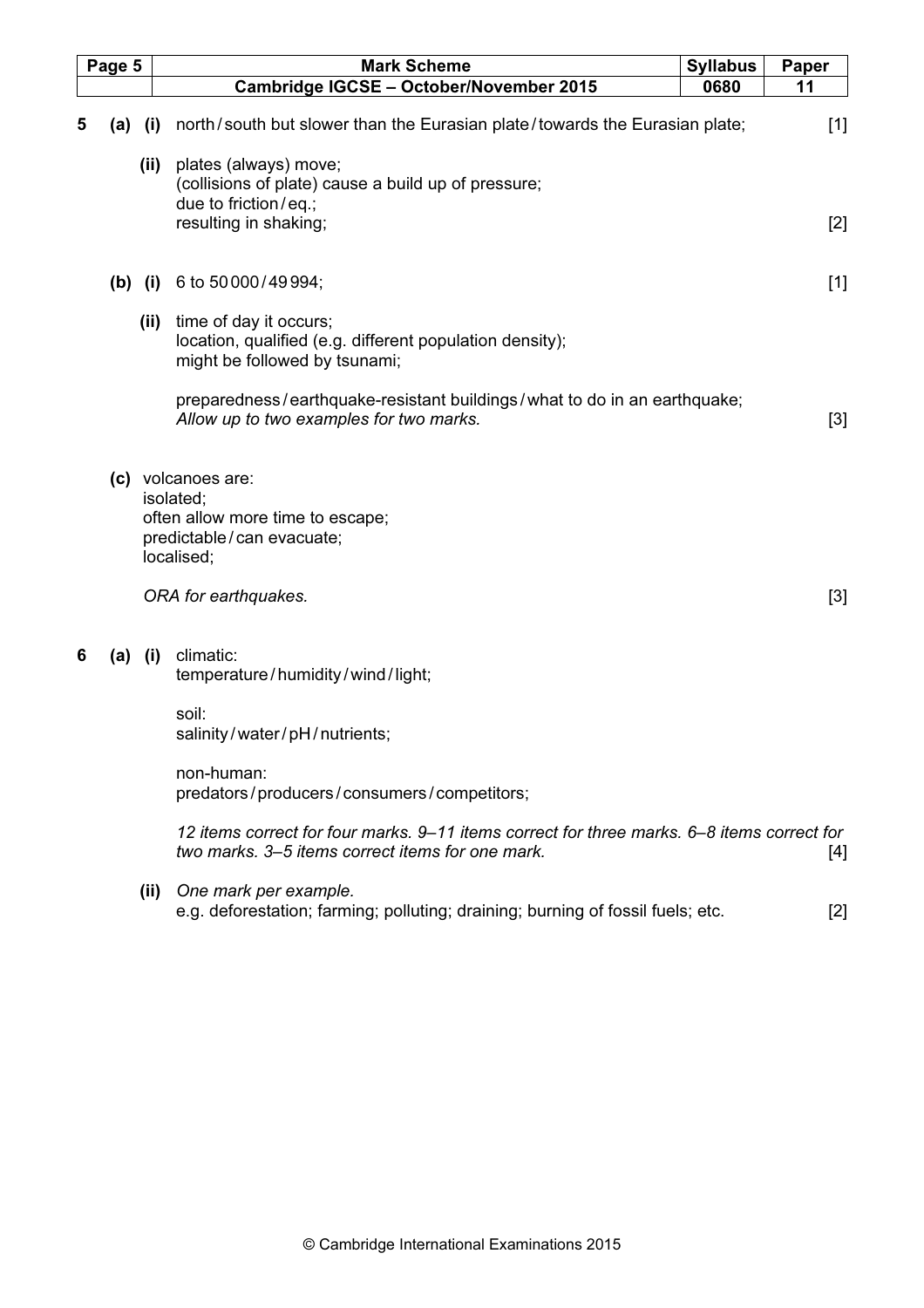| Question | Part | Sub | Answer | Marks |
|---|---|---|---|---|
| 5 | (a) | (i) | north / south but slower than the Eurasian plate / towards the Eurasian plate; | [1] |
| | | (ii) | plates (always) move;<br>(collisions of plate) cause a build up of pressure;<br>due to friction / eq.;<br>resulting in shaking; | [2] |
| | (b) | (i) | 6 to 50 000 / 49 994; | [1] |
| | | (ii) | time of day it occurs;<br>location, qualified (e.g. different population density);<br>might be followed by tsunami;<br><br>preparedness / earthquake-resistant buildings / what to do in an earthquake;<br>*Allow up to two examples for two marks.* | [3] |
| | (c) | | volcanoes are:<br>isolated;<br>often allow more time to escape;<br>predictable / can evacuate;<br>localised;<br><br>*ORA for earthquakes.* | [3] |
| 6 | (a) | (i) | climatic:<br>temperature / humidity / wind / light;<br><br>soil:<br>salinity / water / pH / nutrients;<br><br>non-human:<br>predators / producers / consumers / competitors;<br><br>*12 items correct for four marks. 9–11 items correct for three marks. 6–8 items correct for two marks. 3–5 items correct items for one mark.* | [4] |
| | | (ii) | *One mark per example.*<br>e.g. deforestation; farming; polluting; draining; burning of fossil fuels; etc. | [2] |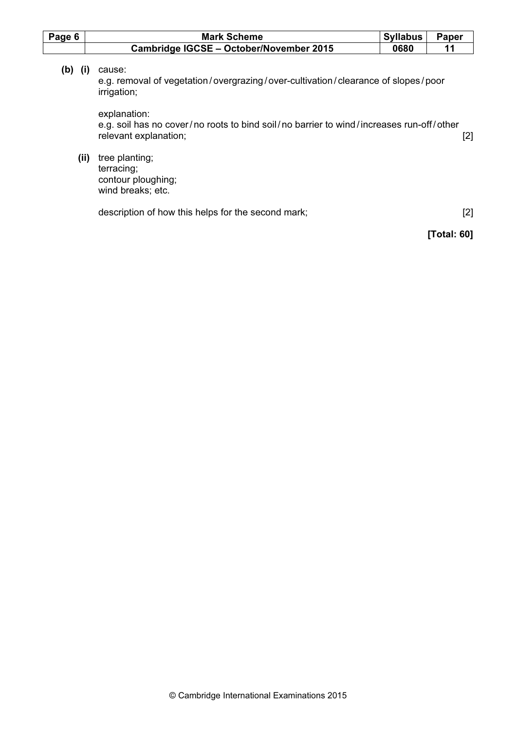**(b) (i)** cause:
e.g. removal of vegetation / overgrazing / over-cultivation / clearance of slopes / poor irrigation;

explanation:
e.g. soil has no cover / no roots to bind soil / no barrier to wind / increases run-off / other relevant explanation; [2]

**(ii)** tree planting;
terracing;
contour ploughing;
wind breaks; etc.

description of how this helps for the second mark; [2]

**[Total: 60]**